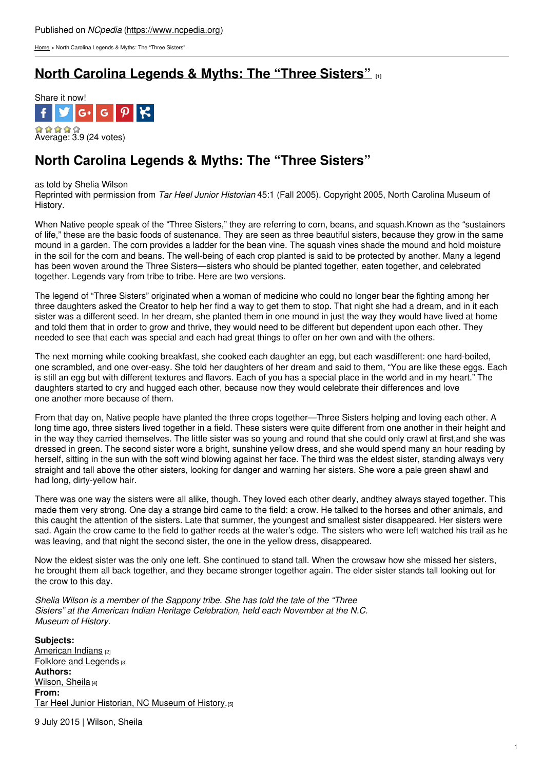Published on *NCpedia* (https://www.ncpedia.org)

Home > North Carolina Legends & Myths: The "Three Sisters"

# North Carolina Legends & Myths: The "Three Sisters" [1]

Share it now!

Average: 3.9 (24 votes)

## North Carolina Legends & Myths: The "Three Sisters"

as told by Shelia Wilson
Reprinted with permission from *Tar Heel Junior Historian* 45:1 (Fall 2005). Copyright 2005, North Carolina Museum of History.

When Native people speak of the "Three Sisters," they are referring to corn, beans, and squash.Known as the "sustainers of life," these are the basic foods of sustenance. They are seen as three beautiful sisters, because they grow in the same mound in a garden. The corn provides a ladder for the bean vine. The squash vines shade the mound and hold moisture in the soil for the corn and beans. The well-being of each crop planted is said to be protected by another. Many a legend has been woven around the Three Sisters—sisters who should be planted together, eaten together, and celebrated together. Legends vary from tribe to tribe. Here are two versions.

The legend of "Three Sisters" originated when a woman of medicine who could no longer bear the fighting among her three daughters asked the Creator to help her find a way to get them to stop. That night she had a dream, and in it each sister was a different seed. In her dream, she planted them in one mound in just the way they would have lived at home and told them that in order to grow and thrive, they would need to be different but dependent upon each other. They needed to see that each was special and each had great things to offer on her own and with the others.

The next morning while cooking breakfast, she cooked each daughter an egg, but each wasdifferent: one hard-boiled, one scrambled, and one over-easy. She told her daughters of her dream and said to them, "You are like these eggs. Each is still an egg but with different textures and flavors. Each of you has a special place in the world and in my heart." The daughters started to cry and hugged each other, because now they would celebrate their differences and love one another more because of them.

From that day on, Native people have planted the three crops together—Three Sisters helping and loving each other. A long time ago, three sisters lived together in a field. These sisters were quite different from one another in their height and in the way they carried themselves. The little sister was so young and round that she could only crawl at first,and she was dressed in green. The second sister wore a bright, sunshine yellow dress, and she would spend many an hour reading by herself, sitting in the sun with the soft wind blowing against her face. The third was the eldest sister, standing always very straight and tall above the other sisters, looking for danger and warning her sisters. She wore a pale green shawl and had long, dirty-yellow hair.

There was one way the sisters were all alike, though. They loved each other dearly, andthey always stayed together. This made them very strong. One day a strange bird came to the field: a crow. He talked to the horses and other animals, and this caught the attention of the sisters. Late that summer, the youngest and smallest sister disappeared. Her sisters were sad. Again the crow came to the field to gather reeds at the water's edge. The sisters who were left watched his trail as he was leaving, and that night the second sister, the one in the yellow dress, disappeared.

Now the eldest sister was the only one left. She continued to stand tall. When the crowsaw how she missed her sisters, he brought them all back together, and they became stronger together again. The elder sister stands tall looking out for the crow to this day.

*Shelia Wilson is a member of the Sappony tribe. She has told the tale of the "Three Sisters" at the American Indian Heritage Celebration, held each November at the N.C. Museum of History.*

**Subjects:**
American Indians [2]
Folklore and Legends [3]
**Authors:**
Wilson, Sheila [4]
**From:**
Tar Heel Junior Historian, NC Museum of History. [5]

9 July 2015 | Wilson, Sheila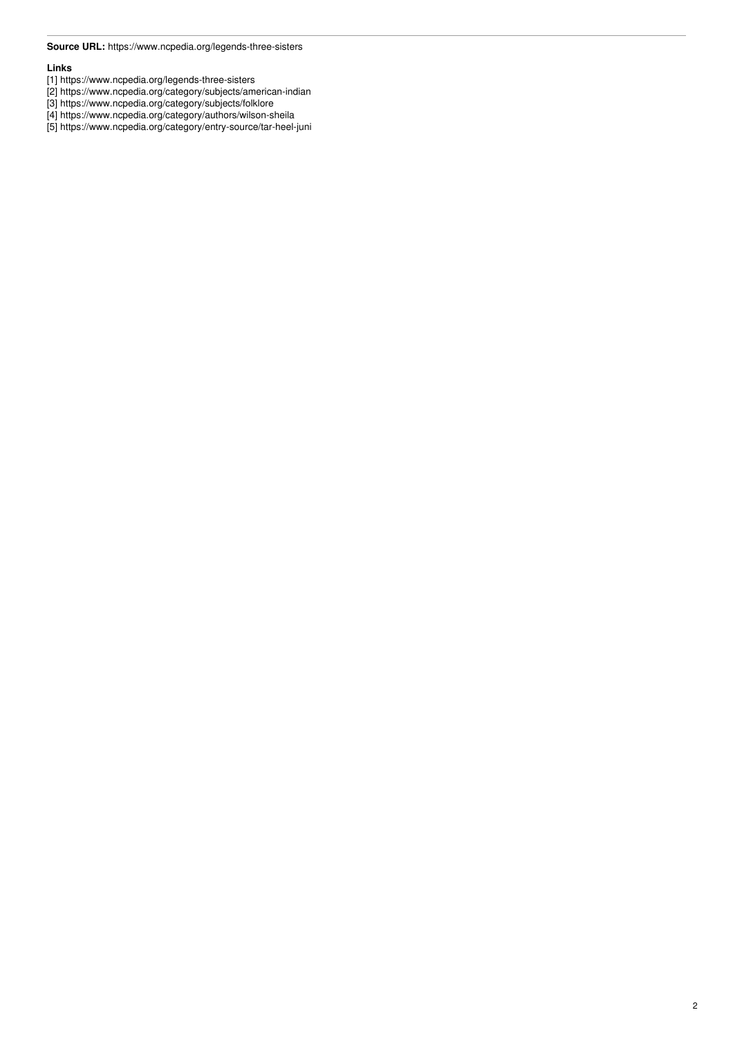**Source URL:** https://www.ncpedia.org/legends-three-sisters

**Links**

[1] https://www.ncpedia.org/legends-three-sisters
[2] https://www.ncpedia.org/category/subjects/american-indian
[3] https://www.ncpedia.org/category/subjects/folklore
[4] https://www.ncpedia.org/category/authors/wilson-sheila
[5] https://www.ncpedia.org/category/entry-source/tar-heel-juni